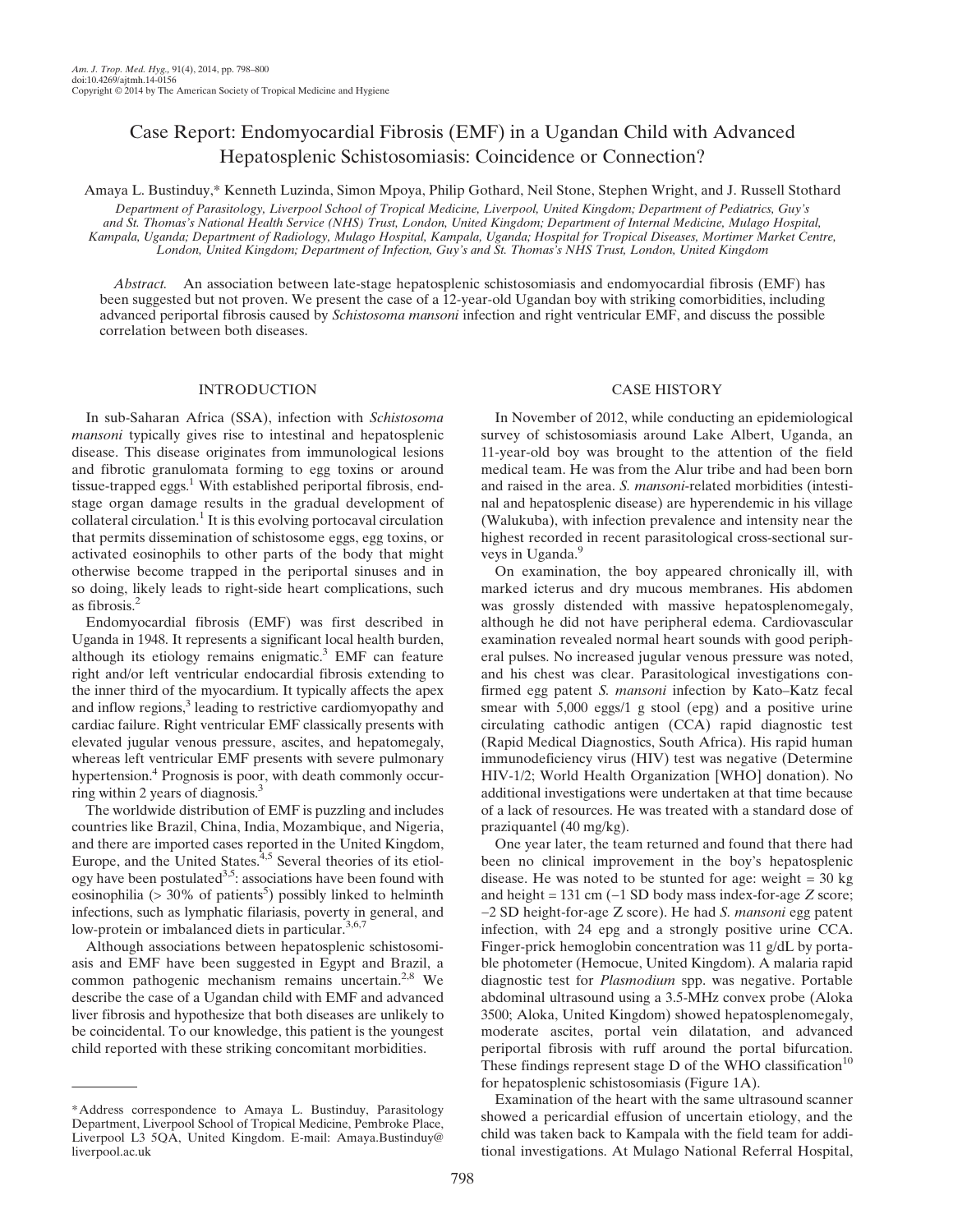# Case Report: Endomyocardial Fibrosis (EMF) in a Ugandan Child with Advanced Hepatosplenic Schistosomiasis: Coincidence or Connection?

Amaya L. Bustinduy,* Kenneth Luzinda, Simon Mpoya, Philip Gothard, Neil Stone, Stephen Wright, and J. Russell Stothard

*Department of Parasitology, Liverpool School of Tropical Medicine, Liverpool, United Kingdom; Department of Pediatrics, Guy's and St. Thomas's National Health Service (NHS) Trust, London, United Kingdom; Department of Internal Medicine, Mulago Hospital, Kampala, Uganda; Department of Radiology, Mulago Hospital, Kampala, Uganda; Hospital for Tropical Diseases, Mortimer Market Centre, London, United Kingdom; Department of Infection, Guy's and St. Thomas's NHS Trust, London, United Kingdom*

*Abstract.* An association between late-stage hepatosplenic schistosomiasis and endomyocardial fibrosis (EMF) has been suggested but not proven. We present the case of a 12-year-old Ugandan boy with striking comorbidities, including advanced periportal fibrosis caused by *Schistosoma mansoni* infection and right ventricular EMF, and discuss the possible correlation between both diseases.

## INTRODUCTION

In sub-Saharan Africa (SSA), infection with *Schistosoma mansoni* typically gives rise to intestinal and hepatosplenic disease. This disease originates from immunological lesions and fibrotic granulomata forming to egg toxins or around tissue-trapped eggs.[1] With established periportal fibrosis, end-stage organ damage results in the gradual development of collateral circulation.[1] It is this evolving portocaval circulation that permits dissemination of schistosome eggs, egg toxins, or activated eosinophils to other parts of the body that might otherwise become trapped in the periportal sinuses and in so doing, likely leads to right-side heart complications, such as fibrosis.[2]

Endomyocardial fibrosis (EMF) was first described in Uganda in 1948. It represents a significant local health burden, although its etiology remains enigmatic.[3] EMF can feature right and/or left ventricular endocardial fibrosis extending to the inner third of the myocardium. It typically affects the apex and inflow regions,[3] leading to restrictive cardiomyopathy and cardiac failure. Right ventricular EMF classically presents with elevated jugular venous pressure, ascites, and hepatomegaly, whereas left ventricular EMF presents with severe pulmonary hypertension.[4] Prognosis is poor, with death commonly occurring within 2 years of diagnosis.[3]

The worldwide distribution of EMF is puzzling and includes countries like Brazil, China, India, Mozambique, and Nigeria, and there are imported cases reported in the United Kingdom, Europe, and the United States.[4,5] Several theories of its etiology have been postulated[3,5]: associations have been found with eosinophilia (> 30% of patients[5]) possibly linked to helminth infections, such as lymphatic filariasis, poverty in general, and low-protein or imbalanced diets in particular.[3,6,7]

Although associations between hepatosplenic schistosomiasis and EMF have been suggested in Egypt and Brazil, a common pathogenic mechanism remains uncertain.[2,8] We describe the case of a Ugandan child with EMF and advanced liver fibrosis and hypothesize that both diseases are unlikely to be coincidental. To our knowledge, this patient is the youngest child reported with these striking concomitant morbidities.

## CASE HISTORY

In November of 2012, while conducting an epidemiological survey of schistosomiasis around Lake Albert, Uganda, an 11-year-old boy was brought to the attention of the field medical team. He was from the Alur tribe and had been born and raised in the area. *S. mansoni*-related morbidities (intestinal and hepatosplenic disease) are hyperendemic in his village (Walukuba), with infection prevalence and intensity near the highest recorded in recent parasitological cross-sectional surveys in Uganda.[9]

On examination, the boy appeared chronically ill, with marked icterus and dry mucous membranes. His abdomen was grossly distended with massive hepatosplenomegaly, although he did not have peripheral edema. Cardiovascular examination revealed normal heart sounds with good peripheral pulses. No increased jugular venous pressure was noted, and his chest was clear. Parasitological investigations confirmed egg patent *S. mansoni* infection by Kato–Katz fecal smear with 5,000 eggs/1 g stool (epg) and a positive urine circulating cathodic antigen (CCA) rapid diagnostic test (Rapid Medical Diagnostics, South Africa). His rapid human immunodeficiency virus (HIV) test was negative (Determine HIV-1/2; World Health Organization [WHO] donation). No additional investigations were undertaken at that time because of a lack of resources. He was treated with a standard dose of praziquantel (40 mg/kg).

One year later, the team returned and found that there had been no clinical improvement in the boy's hepatosplenic disease. He was noted to be stunted for age: weight = 30 kg and height = 131 cm (−1 SD body mass index-for-age Z score; −2 SD height-for-age Z score). He had *S. mansoni* egg patent infection, with 24 epg and a strongly positive urine CCA. Finger-prick hemoglobin concentration was 11 g/dL by portable photometer (Hemocue, United Kingdom). A malaria rapid diagnostic test for *Plasmodium* spp. was negative. Portable abdominal ultrasound using a 3.5-MHz convex probe (Aloka 3500; Aloka, United Kingdom) showed hepatosplenomegaly, moderate ascites, portal vein dilatation, and advanced periportal fibrosis with ruff around the portal bifurcation. These findings represent stage D of the WHO classification[10] for hepatosplenic schistosomiasis (Figure 1A).

Examination of the heart with the same ultrasound scanner showed a pericardial effusion of uncertain etiology, and the child was taken back to Kampala with the field team for additional investigations. At Mulago National Referral Hospital,

---

*Address correspondence to Amaya L. Bustinduy, Parasitology Department, Liverpool School of Tropical Medicine, Pembroke Place, Liverpool L3 5QA, United Kingdom. E-mail: Amaya.Bustinduy@liverpool.ac.uk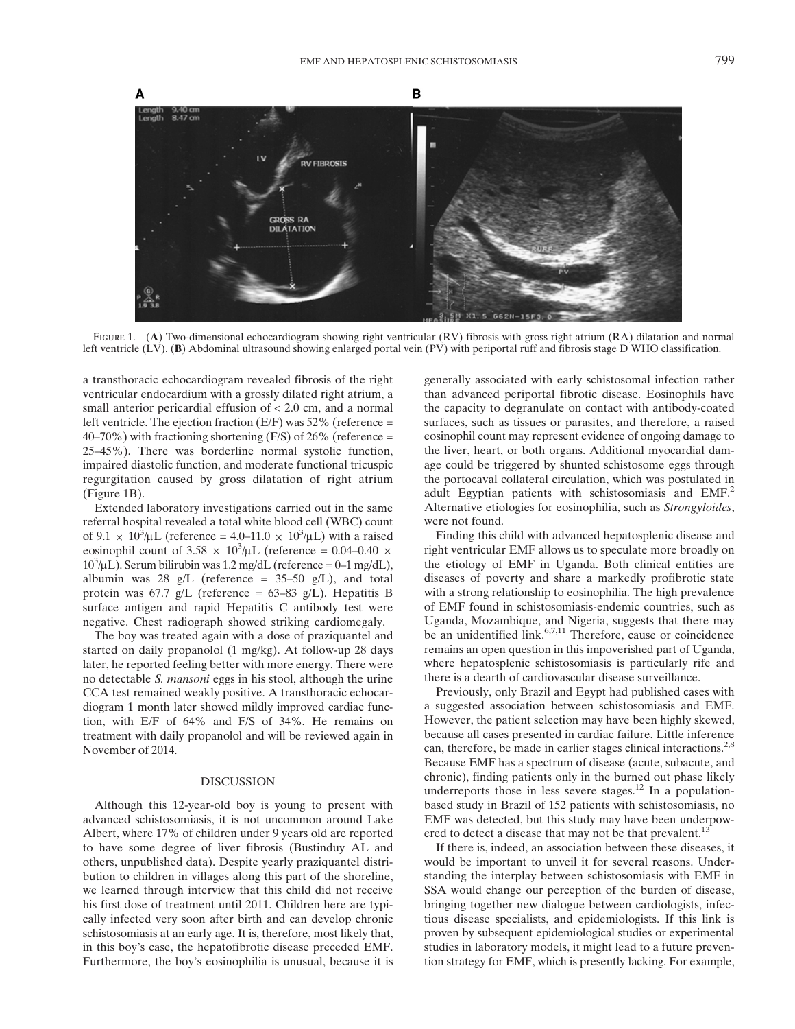FIGURE 1. (**A**) Two-dimensional echocardiogram showing right ventricular (RV) fibrosis with gross right atrium (RA) dilatation and normal left ventricle (LV). (**B**) Abdominal ultrasound showing enlarged portal vein (PV) with periportal ruff and fibrosis stage D WHO classification.

a transthoracic echocardiogram revealed fibrosis of the right ventricular endocardium with a grossly dilated right atrium, a small anterior pericardial effusion of < 2.0 cm, and a normal left ventricle. The ejection fraction (E/F) was 52% (reference = 40–70%) with fractioning shortening (F/S) of 26% (reference = 25–45%). There was borderline normal systolic function, impaired diastolic function, and moderate functional tricuspic regurgitation caused by gross dilatation of right atrium (Figure 1B).

Extended laboratory investigations carried out in the same referral hospital revealed a total white blood cell (WBC) count of $9.1 \times 10^3/\mu L$ (reference = $4.0–11.0 \times 10^3/\mu L$) with a raised eosinophil count of $3.58 \times 10^3/\mu L$ (reference = $0.04–0.40 \times 10^3/\mu L$). Serum bilirubin was 1.2 mg/dL (reference = 0–1 mg/dL), albumin was 28 g/L (reference = 35–50 g/L), and total protein was 67.7 g/L (reference = 63–83 g/L). Hepatitis B surface antigen and rapid Hepatitis C antibody test were negative. Chest radiograph showed striking cardiomegaly.

The boy was treated again with a dose of praziquantel and started on daily propanolol (1 mg/kg). At follow-up 28 days later, he reported feeling better with more energy. There were no detectable *S. mansoni* eggs in his stool, although the urine CCA test remained weakly positive. A transthoracic echocardiogram 1 month later showed mildly improved cardiac function, with E/F of 64% and F/S of 34%. He remains on treatment with daily propanolol and will be reviewed again in November of 2014.

## DISCUSSION

Although this 12-year-old boy is young to present with advanced schistosomiasis, it is not uncommon around Lake Albert, where 17% of children under 9 years old are reported to have some degree of liver fibrosis (Bustinduy AL and others, unpublished data). Despite yearly praziquantel distribution to children in villages along this part of the shoreline, we learned through interview that this child did not receive his first dose of treatment until 2011. Children here are typically infected very soon after birth and can develop chronic schistosomiasis at an early age. It is, therefore, most likely that, in this boy's case, the hepatofibrotic disease preceded EMF. Furthermore, the boy's eosinophilia is unusual, because it is generally associated with early schistosomal infection rather than advanced periportal fibrotic disease. Eosinophils have the capacity to degranulate on contact with antibody-coated surfaces, such as tissues or parasites, and therefore, a raised eosinophil count may represent evidence of ongoing damage to the liver, heart, or both organs. Additional myocardial damage could be triggered by shunted schistosome eggs through the portocaval collateral circulation, which was postulated in adult Egyptian patients with schistosomiasis and EMF.[2] Alternative etiologies for eosinophilia, such as *Strongyloides*, were not found.

Finding this child with advanced hepatosplenic disease and right ventricular EMF allows us to speculate more broadly on the etiology of EMF in Uganda. Both clinical entities are diseases of poverty and share a markedly profibrotic state with a strong relationship to eosinophilia. The high prevalence of EMF found in schistosomiasis-endemic countries, such as Uganda, Mozambique, and Nigeria, suggests that there may be an unidentified link.[6,7,11] Therefore, cause or coincidence remains an open question in this impoverished part of Uganda, where hepatosplenic schistosomiasis is particularly rife and there is a dearth of cardiovascular disease surveillance.

Previously, only Brazil and Egypt had published cases with a suggested association between schistosomiasis and EMF. However, the patient selection may have been highly skewed, because all cases presented in cardiac failure. Little inference can, therefore, be made in earlier stages clinical interactions.[2,8] Because EMF has a spectrum of disease (acute, subacute, and chronic), finding patients only in the burned out phase likely underreports those in less severe stages.[12] In a population-based study in Brazil of 152 patients with schistosomiasis, no EMF was detected, but this study may have been underpowered to detect a disease that may not be that prevalent.[13]

If there is, indeed, an association between these diseases, it would be important to unveil it for several reasons. Understanding the interplay between schistosomiasis with EMF in SSA would change our perception of the burden of disease, bringing together new dialogue between cardiologists, infectious disease specialists, and epidemiologists. If this link is proven by subsequent epidemiological studies or experimental studies in laboratory models, it might lead to a future prevention strategy for EMF, which is presently lacking. For example,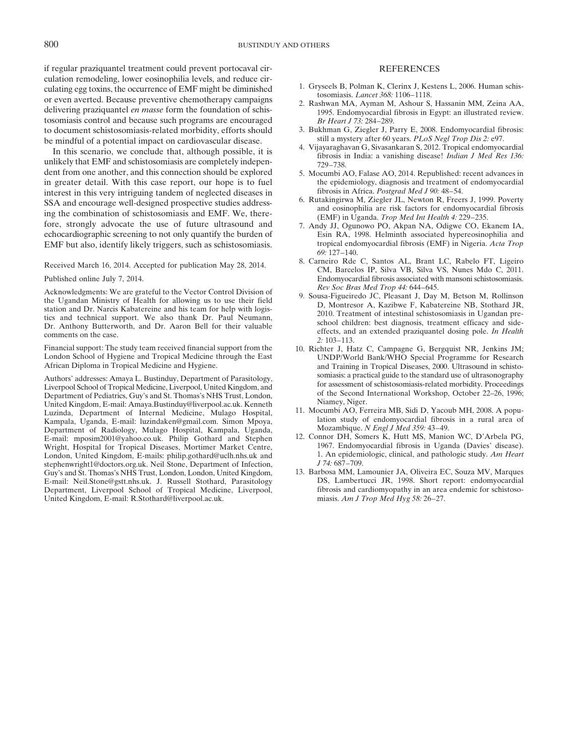if regular praziquantel treatment could prevent portocaval circulation remodeling, lower eosinophilia levels, and reduce circulating egg toxins, the occurrence of EMF might be diminished or even averted. Because preventive chemotherapy campaigns delivering praziquantel *en masse* form the foundation of schistosomiasis control and because such programs are encouraged to document schistosomiasis-related morbidity, efforts should be mindful of a potential impact on cardiovascular disease.

In this scenario, we conclude that, although possible, it is unlikely that EMF and schistosomiasis are completely independent from one another, and this connection should be explored in greater detail. With this case report, our hope is to fuel interest in this very intriguing tandem of neglected diseases in SSA and encourage well-designed prospective studies addressing the combination of schistosomiasis and EMF. We, therefore, strongly advocate the use of future ultrasound and echocardiographic screening to not only quantify the burden of EMF but also, identify likely triggers, such as schistosomiasis.

Received March 16, 2014. Accepted for publication May 28, 2014.

Published online July 7, 2014.

Acknowledgments: We are grateful to the Vector Control Division of the Ugandan Ministry of Health for allowing us to use their field station and Dr. Narcis Kabatereine and his team for help with logistics and technical support. We also thank Dr. Paul Neumann, Dr. Anthony Butterworth, and Dr. Aaron Bell for their valuable comments on the case.

Financial support: The study team received financial support from the London School of Hygiene and Tropical Medicine through the East African Diploma in Tropical Medicine and Hygiene.

Authors' addresses: Amaya L. Bustinduy, Department of Parasitology, Liverpool School of Tropical Medicine, Liverpool, United Kingdom, and Department of Pediatrics, Guy's and St. Thomas's NHS Trust, London, United Kingdom, E-mail: Amaya.Bustinduy@liverpool.ac.uk. Kenneth Luzinda, Department of Internal Medicine, Mulago Hospital, Kampala, Uganda, E-mail: luzindaken@gmail.com. Simon Mpoya, Department of Radiology, Mulago Hospital, Kampala, Uganda, E-mail: mposim2001@yahoo.co.uk. Philip Gothard and Stephen Wright, Hospital for Tropical Diseases, Mortimer Market Centre, London, United Kingdom, E-mails: philip.gothard@uclh.nhs.uk and stephenwright1@doctors.org.uk. Neil Stone, Department of Infection, Guy's and St. Thomas's NHS Trust, London, London, United Kingdom, E-mail: Neil.Stone@gstt.nhs.uk. J. Russell Stothard, Parasitology Department, Liverpool School of Tropical Medicine, Liverpool, United Kingdom, E-mail: R.Stothard@liverpool.ac.uk.

## REFERENCES

1. Gryseels B, Polman K, Clerinx J, Kestens L, 2006. Human schistosomiasis. *Lancet 368:* 1106–1118.
2. Rashwan MA, Ayman M, Ashour S, Hassanin MM, Zeina AA, 1995. Endomyocardial fibrosis in Egypt: an illustrated review. *Br Heart J 73:* 284–289.
3. Bukhman G, Ziegler J, Parry E, 2008. Endomyocardial fibrosis: still a mystery after 60 years. *PLoS Negl Trop Dis 2:* e97.
4. Vijayaraghavan G, Sivasankaran S, 2012. Tropical endomyocardial fibrosis in India: a vanishing disease! *Indian J Med Res 136:* 729–738.
5. Mocumbi AO, Falase AO, 2014. Republished: recent advances in the epidemiology, diagnosis and treatment of endomyocardial fibrosis in Africa. *Postgrad Med J 90:* 48–54.
6. Rutakingirwa M, Ziegler JL, Newton R, Freers J, 1999. Poverty and eosinophilia are risk factors for endomyocardial fibrosis (EMF) in Uganda. *Trop Med Int Health 4:* 229–235.
7. Andy JJ, Ogunowo PO, Akpan NA, Odigwe CO, Ekanem IA, Esin RA, 1998. Helminth associated hypereosinophilia and tropical endomyocardial fibrosis (EMF) in Nigeria. *Acta Trop 69:* 127–140.
8. Carneiro Rde C, Santos AL, Brant LC, Rabelo FT, Ligeiro CM, Barcelos IP, Silva VB, Silva VS, Nunes Mdo C, 2011. Endomyocardial fibrosis associated with mansoni schistosomiasis. *Rev Soc Bras Med Trop 44:* 644–645.
9. Sousa-Figueiredo JC, Pleasant J, Day M, Betson M, Rollinson D, Montresor A, Kazibwe F, Kabatereine NB, Stothard JR, 2010. Treatment of intestinal schistosomiasis in Ugandan preschool children: best diagnosis, treatment efficacy and side-effects, and an extended praziquantel dosing pole. *In Health 2:* 103–113.
10. Richter J, Hatz C, Campagne G, Bergquist NR, Jenkins JM; UNDP/World Bank/WHO Special Programme for Research and Training in Tropical Diseases, 2000. Ultrasound in schistosomiasis: a practical guide to the standard use of ultrasonography for assessment of schistosomiasis-related morbidity. Proceedings of the Second International Workshop, October 22–26, 1996; Niamey, Niger.
11. Mocumbi AO, Ferreira MB, Sidi D, Yacoub MH, 2008. A population study of endomyocardial fibrosis in a rural area of Mozambique. *N Engl J Med 359:* 43–49.
12. Connor DH, Somers K, Hutt MS, Manion WC, D'Arbela PG, 1967. Endomyocardial fibrosis in Uganda (Davies' disease). 1. An epidemiologic, clinical, and pathologic study. *Am Heart J 74:* 687–709.
13. Barbosa MM, Lamounier JA, Oliveira EC, Souza MV, Marques DS, Lambertucci JR, 1998. Short report: endomyocardial fibrosis and cardiomyopathy in an area endemic for schistosomiasis. *Am J Trop Med Hyg 58:* 26–27.